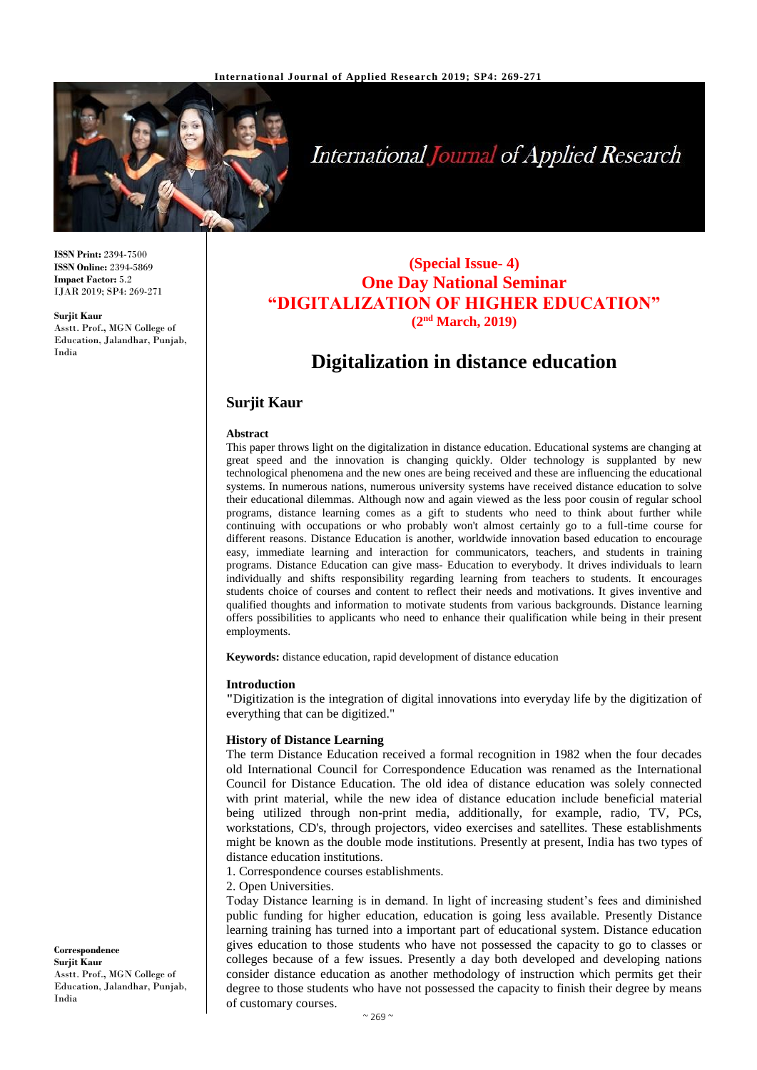**ISSN Print:** 2394-7500
**ISSN Online:** 2394-5869
**Impact Factor:** 5.2
IJAR 2019; SP4: 269-271

**Surjit Kaur**
Asstt. Prof., MGN College of Education, Jalandhar, Punjab, India

**Correspondence**
**Surjit Kaur**
Asstt. Prof., MGN College of Education, Jalandhar, Punjab, India

**(Special Issue- 4)**
**One Day National Seminar**
**"DIGITALIZATION OF HIGHER EDUCATION"**
**(2nd March, 2019)**

# Digitalization in distance education

## Surjit Kaur

### Abstract

This paper throws light on the digitalization in distance education. Educational systems are changing at great speed and the innovation is changing quickly. Older technology is supplanted by new technological phenomena and the new ones are being received and these are influencing the educational systems. In numerous nations, numerous university systems have received distance education to solve their educational dilemmas. Although now and again viewed as the less poor cousin of regular school programs, distance learning comes as a gift to students who need to think about further while continuing with occupations or who probably won't almost certainly go to a full-time course for different reasons. Distance Education is another, worldwide innovation based education to encourage easy, immediate learning and interaction for communicators, teachers, and students in training programs. Distance Education can give mass- Education to everybody. It drives individuals to learn individually and shifts responsibility regarding learning from teachers to students. It encourages students choice of courses and content to reflect their needs and motivations. It gives inventive and qualified thoughts and information to motivate students from various backgrounds. Distance learning offers possibilities to applicants who need to enhance their qualification while being in their present employments.

**Keywords:** distance education, rapid development of distance education

### Introduction

"Digitization is the integration of digital innovations into everyday life by the digitization of everything that can be digitized."

### History of Distance Learning

The term Distance Education received a formal recognition in 1982 when the four decades old International Council for Correspondence Education was renamed as the International Council for Distance Education. The old idea of distance education was solely connected with print material, while the new idea of distance education include beneficial material being utilized through non-print media, additionally, for example, radio, TV, PCs, workstations, CD's, through projectors, video exercises and satellites. These establishments might be known as the double mode institutions. Presently at present, India has two types of distance education institutions.

1. Correspondence courses establishments.
2. Open Universities.

Today Distance learning is in demand. In light of increasing student's fees and diminished public funding for higher education, education is going less available. Presently Distance learning training has turned into a important part of educational system. Distance education gives education to those students who have not possessed the capacity to go to classes or colleges because of a few issues. Presently a day both developed and developing nations consider distance education as another methodology of instruction which permits get their degree to those students who have not possessed the capacity to finish their degree by means of customary courses.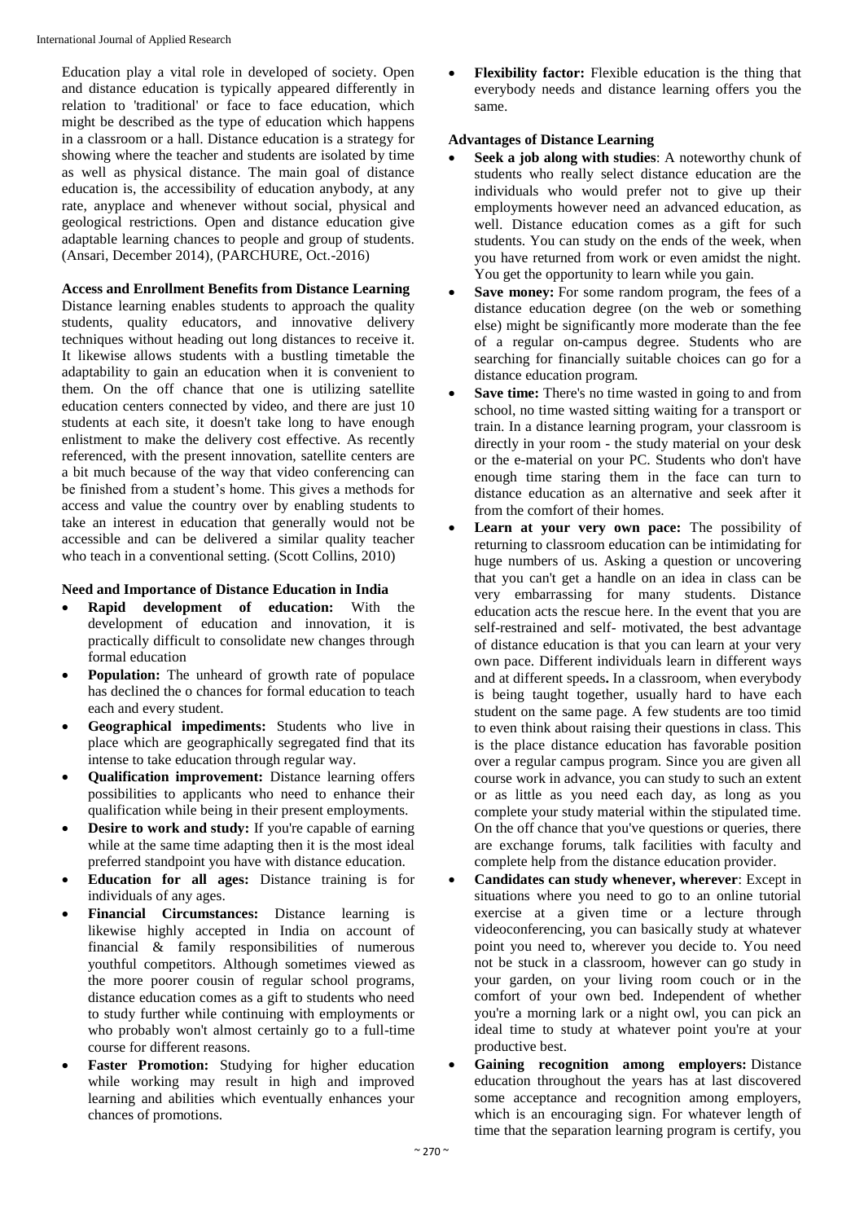Education play a vital role in developed of society. Open and distance education is typically appeared differently in relation to 'traditional' or face to face education, which might be described as the type of education which happens in a classroom or a hall. Distance education is a strategy for showing where the teacher and students are isolated by time as well as physical distance. The main goal of distance education is, the accessibility of education anybody, at any rate, anyplace and whenever without social, physical and geological restrictions. Open and distance education give adaptable learning chances to people and group of students. (Ansari, December 2014), (PARCHURE, Oct.-2016)

**Access and Enrollment Benefits from Distance Learning**

Distance learning enables students to approach the quality students, quality educators, and innovative delivery techniques without heading out long distances to receive it. It likewise allows students with a bustling timetable the adaptability to gain an education when it is convenient to them. On the off chance that one is utilizing satellite education centers connected by video, and there are just 10 students at each site, it doesn't take long to have enough enlistment to make the delivery cost effective. As recently referenced, with the present innovation, satellite centers are a bit much because of the way that video conferencing can be finished from a student's home. This gives a methods for access and value the country over by enabling students to take an interest in education that generally would not be accessible and can be delivered a similar quality teacher who teach in a conventional setting. (Scott Collins, 2010)

**Need and Importance of Distance Education in India**

- **Rapid development of education:** With the development of education and innovation, it is practically difficult to consolidate new changes through formal education
- **Population:** The unheard of growth rate of populace has declined the o chances for formal education to teach each and every student.
- **Geographical impediments:** Students who live in place which are geographically segregated find that its intense to take education through regular way.
- **Qualification improvement:** Distance learning offers possibilities to applicants who need to enhance their qualification while being in their present employments.
- **Desire to work and study:** If you're capable of earning while at the same time adapting then it is the most ideal preferred standpoint you have with distance education.
- **Education for all ages:** Distance training is for individuals of any ages.
- **Financial Circumstances:** Distance learning is likewise highly accepted in India on account of financial & family responsibilities of numerous youthful competitors. Although sometimes viewed as the more poorer cousin of regular school programs, distance education comes as a gift to students who need to study further while continuing with employments or who probably won't almost certainly go to a full-time course for different reasons.
- **Faster Promotion:** Studying for higher education while working may result in high and improved learning and abilities which eventually enhances your chances of promotions.
- **Flexibility factor:** Flexible education is the thing that everybody needs and distance learning offers you the same.

**Advantages of Distance Learning**

- **Seek a job along with studies**: A noteworthy chunk of students who really select distance education are the individuals who would prefer not to give up their employments however need an advanced education, as well. Distance education comes as a gift for such students. You can study on the ends of the week, when you have returned from work or even amidst the night. You get the opportunity to learn while you gain.
- **Save money:** For some random program, the fees of a distance education degree (on the web or something else) might be significantly more moderate than the fee of a regular on-campus degree. Students who are searching for financially suitable choices can go for a distance education program.
- **Save time:** There's no time wasted in going to and from school, no time wasted sitting waiting for a transport or train. In a distance learning program, your classroom is directly in your room - the study material on your desk or the e-material on your PC. Students who don't have enough time staring them in the face can turn to distance education as an alternative and seek after it from the comfort of their homes.
- **Learn at your very own pace:** The possibility of returning to classroom education can be intimidating for huge numbers of us. Asking a question or uncovering that you can't get a handle on an idea in class can be very embarrassing for many students. Distance education acts the rescue here. In the event that you are self-restrained and self- motivated, the best advantage of distance education is that you can learn at your very own pace. Different individuals learn in different ways and at different speeds. In a classroom, when everybody is being taught together, usually hard to have each student on the same page. A few students are too timid to even think about raising their questions in class. This is the place distance education has favorable position over a regular campus program. Since you are given all course work in advance, you can study to such an extent or as little as you need each day, as long as you complete your study material within the stipulated time. On the off chance that you've questions or queries, there are exchange forums, talk facilities with faculty and complete help from the distance education provider.
- **Candidates can study whenever, wherever**: Except in situations where you need to go to an online tutorial exercise at a given time or a lecture through videoconferencing, you can basically study at whatever point you need to, wherever you decide to. You need not be stuck in a classroom, however can go study in your garden, on your living room couch or in the comfort of your own bed. Independent of whether you're a morning lark or a night owl, you can pick an ideal time to study at whatever point you're at your productive best.
- **Gaining recognition among employers:** Distance education throughout the years has at last discovered some acceptance and recognition among employers, which is an encouraging sign. For whatever length of time that the separation learning program is certify, you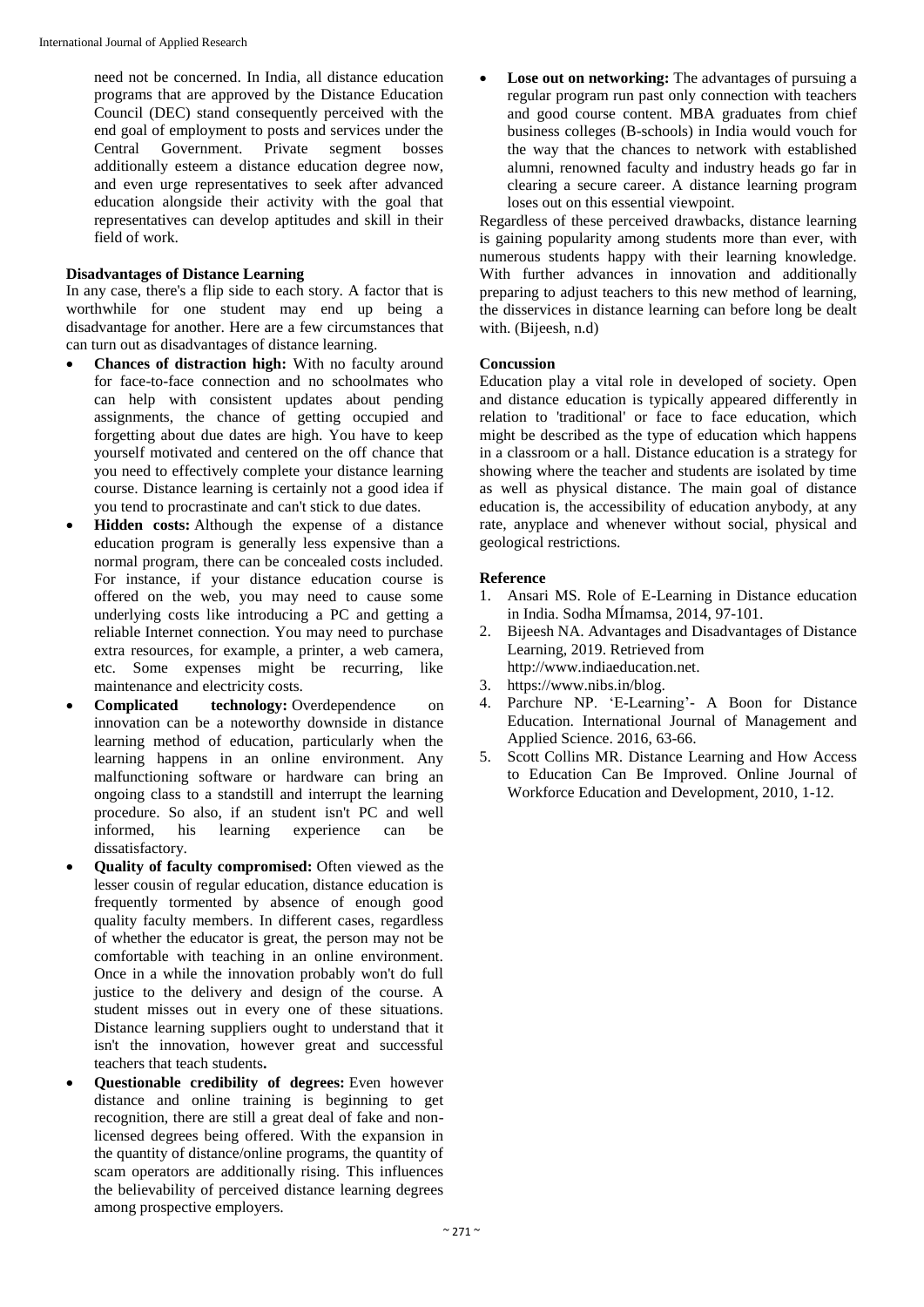need not be concerned. In India, all distance education programs that are approved by the Distance Education Council (DEC) stand consequently perceived with the end goal of employment to posts and services under the Central Government. Private segment bosses additionally esteem a distance education degree now, and even urge representatives to seek after advanced education alongside their activity with the goal that representatives can develop aptitudes and skill in their field of work.

### Disadvantages of Distance Learning

In any case, there's a flip side to each story. A factor that is worthwhile for one student may end up being a disadvantage for another. Here are a few circumstances that can turn out as disadvantages of distance learning.

- **Chances of distraction high:** With no faculty around for face-to-face connection and no schoolmates who can help with consistent updates about pending assignments, the chance of getting occupied and forgetting about due dates are high. You have to keep yourself motivated and centered on the off chance that you need to effectively complete your distance learning course. Distance learning is certainly not a good idea if you tend to procrastinate and can't stick to due dates.
- **Hidden costs:** Although the expense of a distance education program is generally less expensive than a normal program, there can be concealed costs included. For instance, if your distance education course is offered on the web, you may need to cause some underlying costs like introducing a PC and getting a reliable Internet connection. You may need to purchase extra resources, for example, a printer, a web camera, etc. Some expenses might be recurring, like maintenance and electricity costs.
- **Complicated technology:** Overdependence on innovation can be a noteworthy downside in distance learning method of education, particularly when the learning happens in an online environment. Any malfunctioning software or hardware can bring an ongoing class to a standstill and interrupt the learning procedure. So also, if an student isn't PC and well informed, his learning experience can be dissatisfactory.
- **Quality of faculty compromised:** Often viewed as the lesser cousin of regular education, distance education is frequently tormented by absence of enough good quality faculty members. In different cases, regardless of whether the educator is great, the person may not be comfortable with teaching in an online environment. Once in a while the innovation probably won't do full justice to the delivery and design of the course. A student misses out in every one of these situations. Distance learning suppliers ought to understand that it isn't the innovation, however great and successful teachers that teach students**.**
- **Questionable credibility of degrees:** Even however distance and online training is beginning to get recognition, there are still a great deal of fake and non-licensed degrees being offered. With the expansion in the quantity of distance/online programs, the quantity of scam operators are additionally rising. This influences the believability of perceived distance learning degrees among prospective employers.
- **Lose out on networking:** The advantages of pursuing a regular program run past only connection with teachers and good course content. MBA graduates from chief business colleges (B-schools) in India would vouch for the way that the chances to network with established alumni, renowned faculty and industry heads go far in clearing a secure career. A distance learning program loses out on this essential viewpoint.

Regardless of these perceived drawbacks, distance learning is gaining popularity among students more than ever, with numerous students happy with their learning knowledge. With further advances in innovation and additionally preparing to adjust teachers to this new method of learning, the disservices in distance learning can before long be dealt with. (Bijeesh, n.d)

### Concussion

Education play a vital role in developed of society. Open and distance education is typically appeared differently in relation to 'traditional' or face to face education, which might be described as the type of education which happens in a classroom or a hall. Distance education is a strategy for showing where the teacher and students are isolated by time as well as physical distance. The main goal of distance education is, the accessibility of education anybody, at any rate, anyplace and whenever without social, physical and geological restrictions.

### Reference

1. Ansari MS. Role of E-Learning in Distance education in India. Sodha MÍmamsa, 2014, 97-101.
2. Bijeesh NA. Advantages and Disadvantages of Distance Learning, 2019. Retrieved from http://www.indiaeducation.net.
3. https://www.nibs.in/blog.
4. Parchure NP. 'E-Learning'- A Boon for Distance Education. International Journal of Management and Applied Science. 2016, 63-66.
5. Scott Collins MR. Distance Learning and How Access to Education Can Be Improved. Online Journal of Workforce Education and Development, 2010, 1-12.